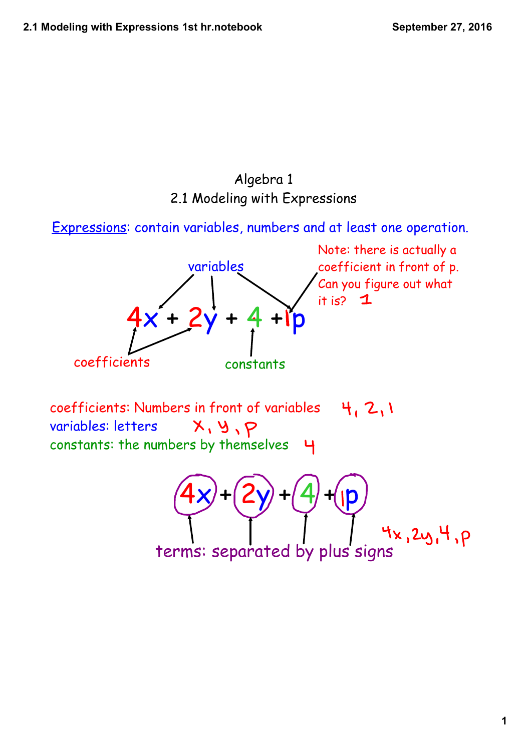# Algebra 1
## 2.1 Modeling with Expressions

**Expressions**: contain variables, numbers and at least one operation.

variables

$$4x + 2y + 4 + 1p$$

coefficients &nbsp;&nbsp;&nbsp;&nbsp; constants

Note: there is actually a coefficient in front of p. Can you figure out what it is? 1

coefficients: Numbers in front of variables &nbsp;&nbsp; 4, 2, 1

variables: letters &nbsp;&nbsp; x, y, p

constants: the numbers by themselves &nbsp;&nbsp; 4

$$4x + 2y + 4 + 1p$$

terms: separated by plus signs &nbsp;&nbsp; 4x, 2y, 4, p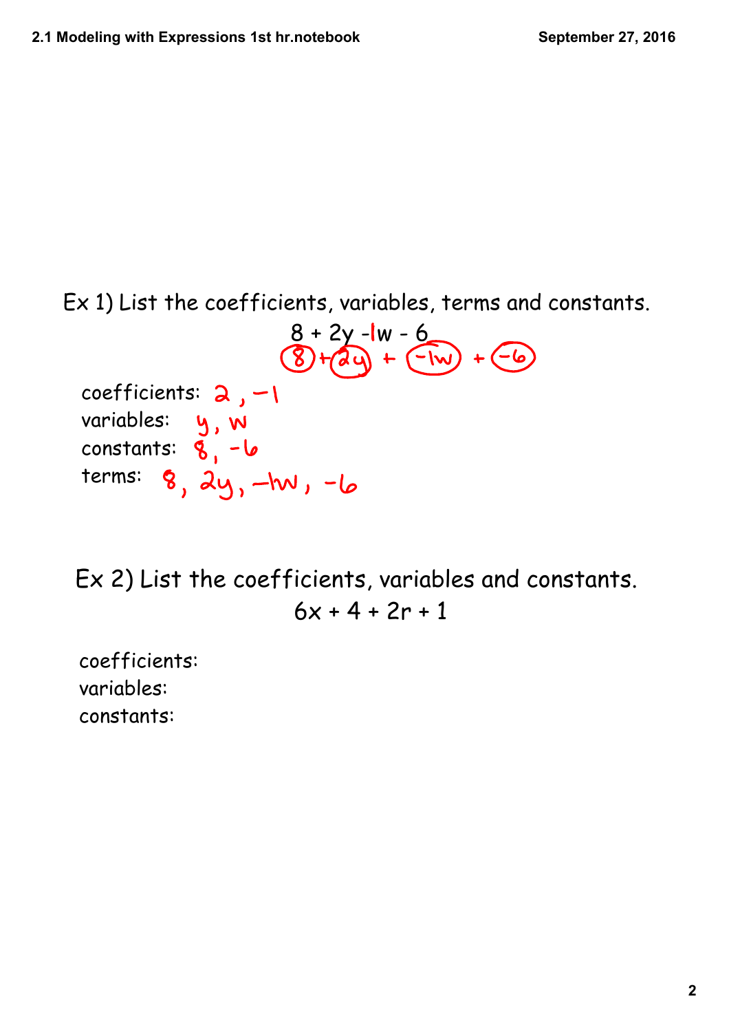Ex 1) List the coefficients, variables, terms and constants.

$$8 + 2y - 1w - 6$$

$$8 + 2y + -1w + -6$$

coefficients: 2, −1

variables: y, w

constants: 8, −6

terms: 8, 2y, −1w, −6

Ex 2) List the coefficients, variables and constants.

$$6x + 4 + 2r + 1$$

coefficients:

variables:

constants: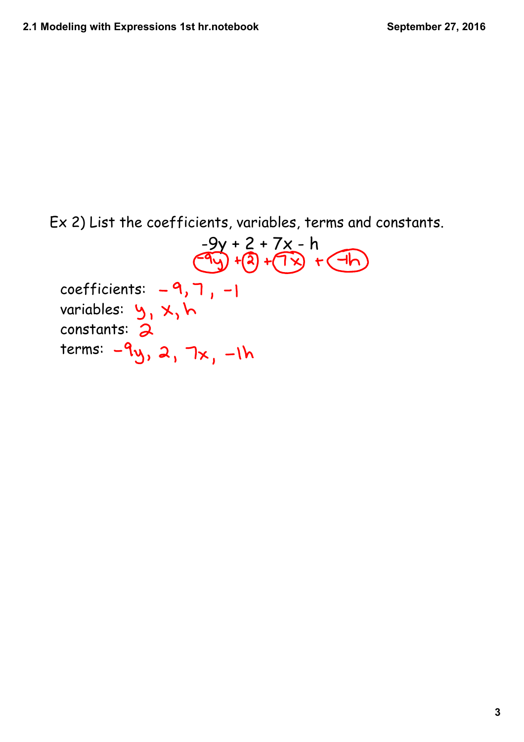Ex 2) List the coefficients, variables, terms and constants.

$$-9y + 2 + 7x - h$$

$$(-9y) + (2) + (7x) + (-1h)$$

coefficients: $-9, 7, -1$

variables: $y, x, h$

constants: $2$

terms: $-9y, 2, 7x, -1h$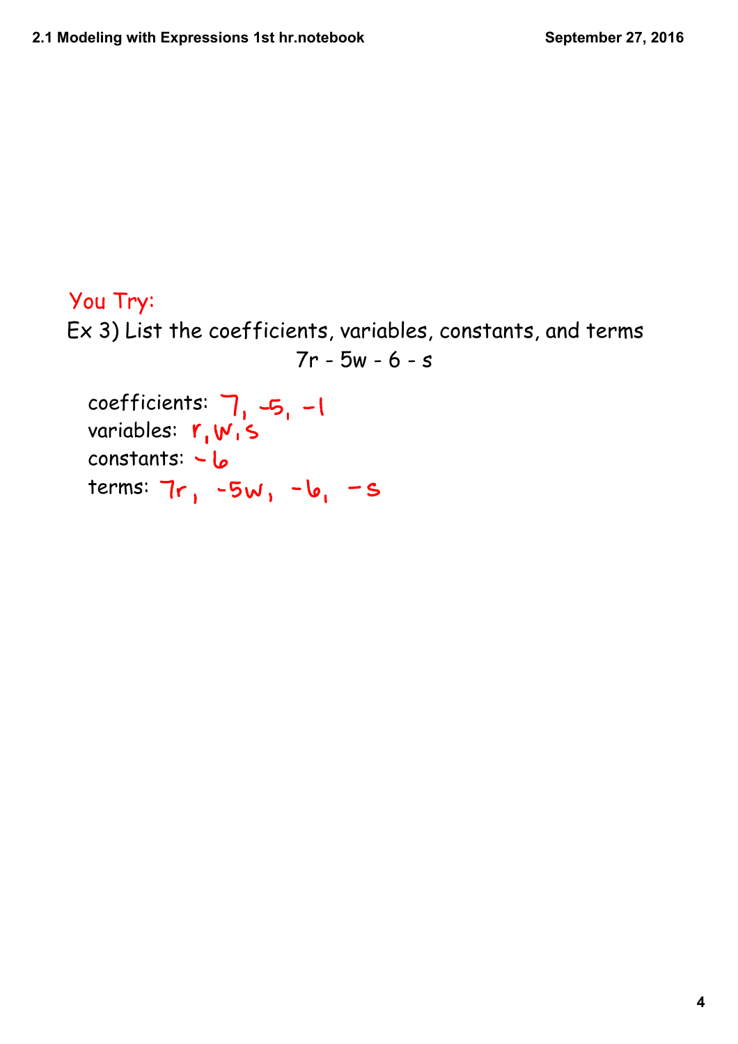You Try:

Ex 3) List the coefficients, variables, constants, and terms

$$7r - 5w - 6 - s$$

coefficients: 7, -5, -1

variables: r, w, s

constants: -6

terms: 7r, -5w, -6, -s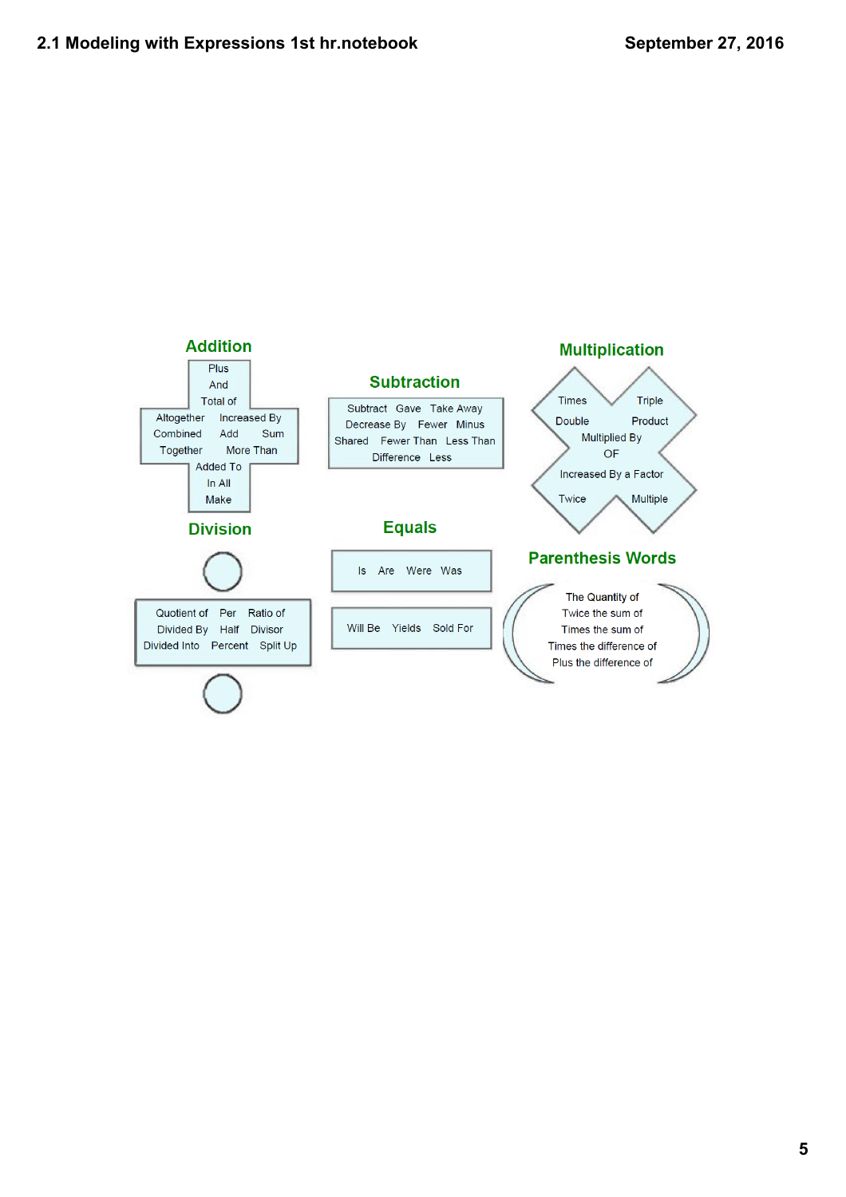## Addition

Plus
And
Total of
Altogether
Increased By
Combined
Add
Sum
Together
More Than
Added To
In All
Make

## Subtraction

Subtract
Gave
Take Away
Decrease By
Fewer
Minus
Shared
Fewer Than
Less Than
Difference
Less

## Multiplication

Times
Triple
Double
Product
Multiplied By
OF
Increased By a Factor
Twice
Multiple

## Division

Quotient of
Per
Ratio of
Divided By
Half
Divisor
Divided Into
Percent
Split Up

## Equals

Is
Are
Were
Was

Will Be
Yields
Sold For

## Parenthesis Words

The Quantity of
Twice the sum of
Times the sum of
Times the difference of
Plus the difference of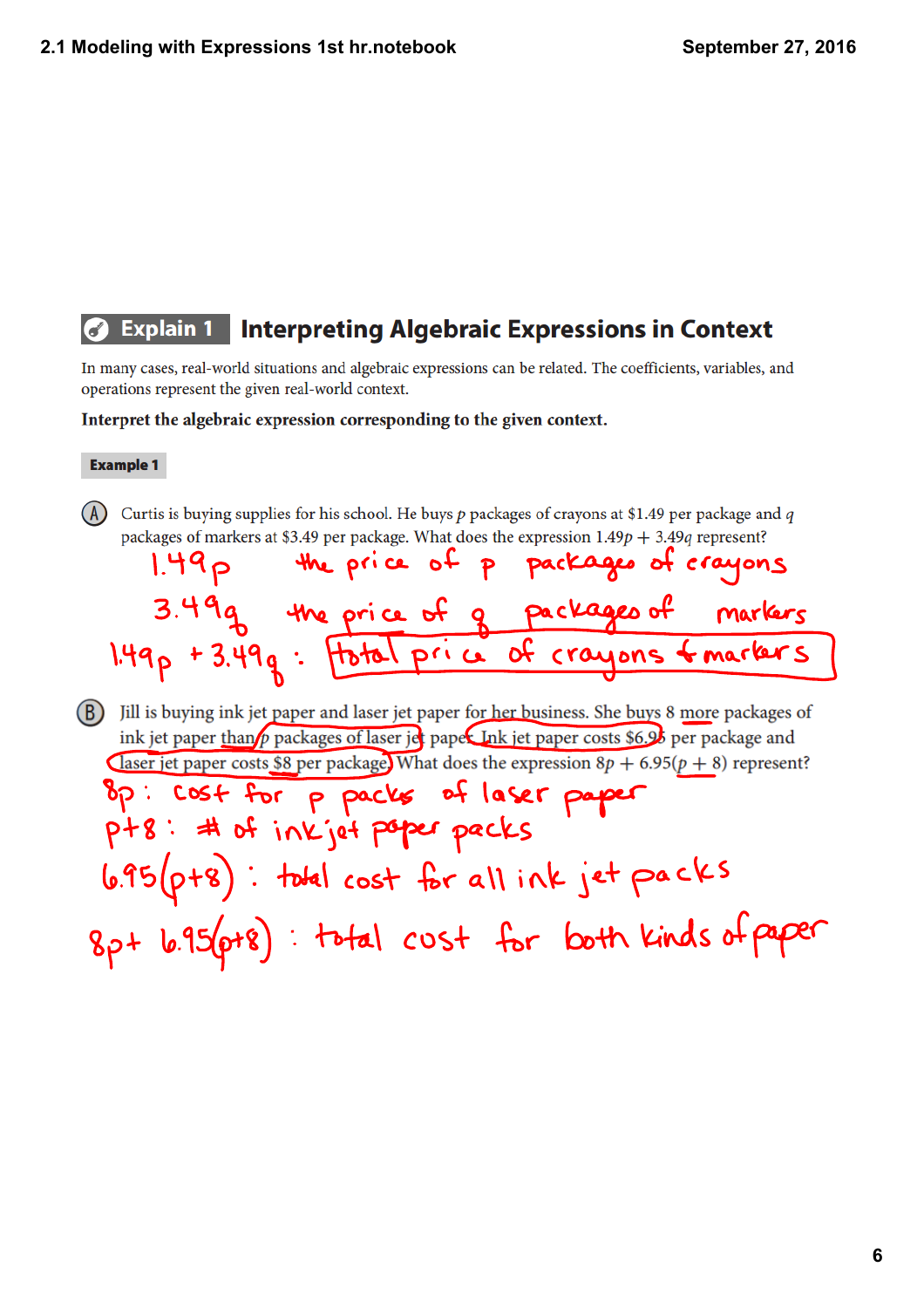## Explain 1 Interpreting Algebraic Expressions in Context

In many cases, real-world situations and algebraic expressions can be related. The coefficients, variables, and operations represent the given real-world context.

**Interpret the algebraic expression corresponding to the given context.**

**Example 1**

(A) Curtis is buying supplies for his school. He buys $p$ packages of crayons at $1.49 per package and $q$ packages of markers at $3.49 per package. What does the expression $1.49p + 3.49q$ represent?

$1.49p$ the price of p packages of crayons

$3.49q$ the price of q packages of markers

$1.49p + 3.49q$ : total price of crayons & markers

(B) Jill is buying ink jet paper and laser jet paper for her business. She buys 8 more packages of ink jet paper than p packages of laser jet paper. Ink jet paper costs $6.95 per package and laser jet paper costs $8 per package. What does the expression $8p + 6.95(p + 8)$ represent?

$8p$ : cost for p packs of laser paper

$p+8$ : # of inkjet paper packs

$6.95(p+8)$ : total cost for all ink jet packs

$8p + 6.95(p+8)$ : total cost for both kinds of paper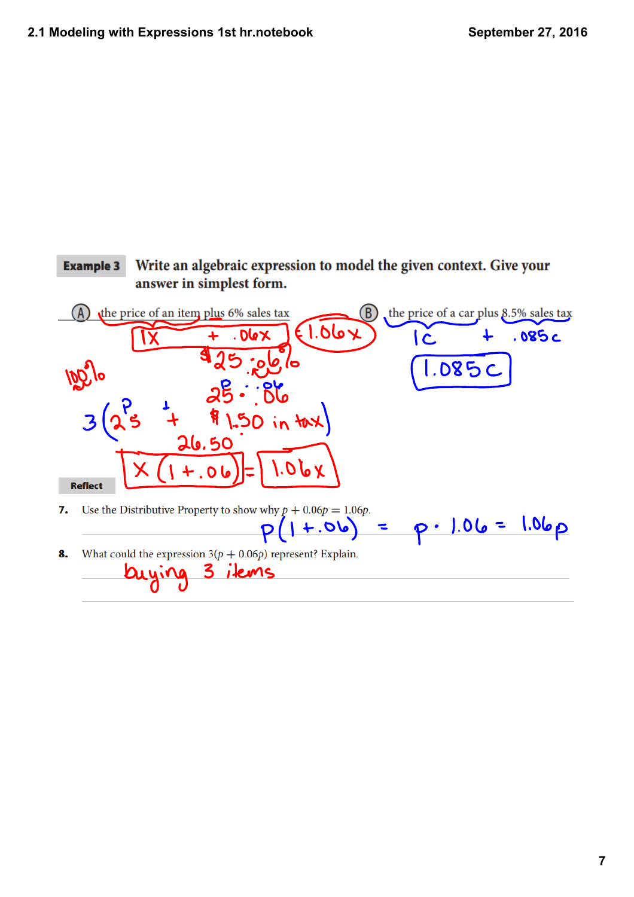**Example 3** Write an algebraic expression to model the given context. Give your answer in simplest form.

**A.** the price of an item plus 6% sales tax

$1x + .06x$ → $1.06x$

100%

\$25 · .06%

$25 \cdot .06$

$3(25 + \$1.50 \text{ in tax})$

26.50

$x(1 + .06) = 1.06x$

**B.** the price of a car plus 8.5% sales tax

$1c + .085c$

$1.085c$

**Reflect**

**7.** Use the Distributive Property to show why $p + 0.06p = 1.06p$.

$p(1 + .06) = p \cdot 1.06 = 1.06p$

**8.** What could the expression $3(p + 0.06p)$ represent? Explain.

buying 3 items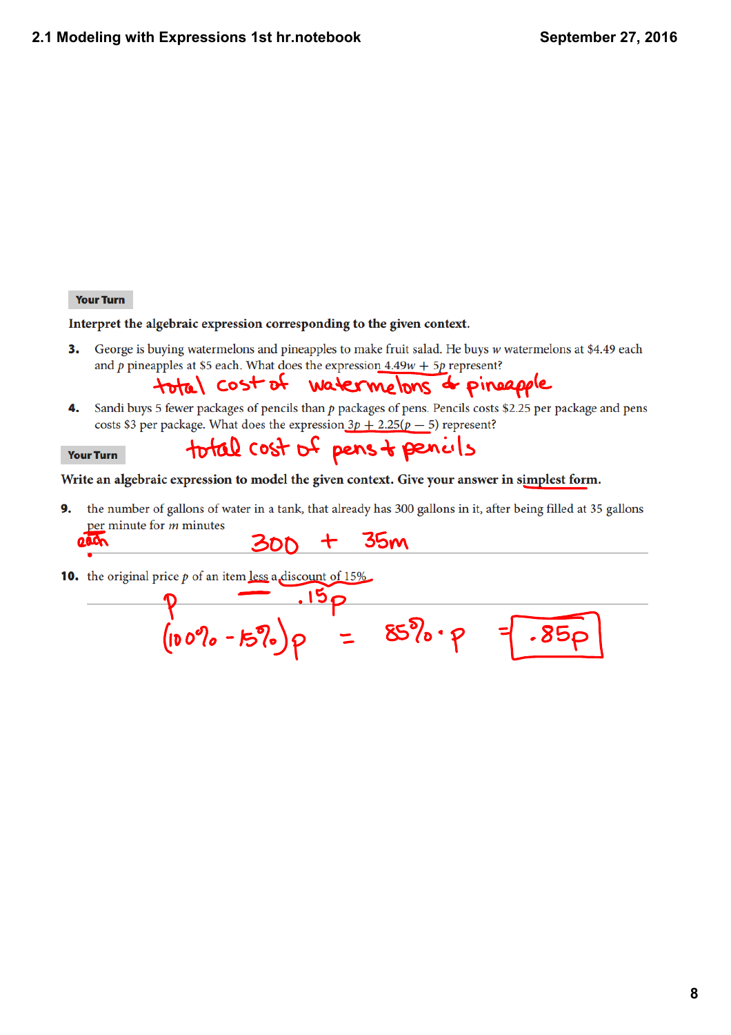**Your Turn**

**Interpret the algebraic expression corresponding to the given context.**

**3.** George is buying watermelons and pineapples to make fruit salad. He buys $w$ watermelons at \$4.49 each and $p$ pineapples at \$5 each. What does the expression $4.49w + 5p$ represent?

total cost of watermelons & pineapple

**4.** Sandi buys 5 fewer packages of pencils than $p$ packages of pens. Pencils costs \$2.25 per package and pens costs \$3 per package. What does the expression $3p + 2.25(p - 5)$ represent?

total cost of pens + pencils

**Your Turn**

**Write an algebraic expression to model the given context. Give your answer in simplest form.**

**9.** the number of gallons of water in a tank, that already has 300 gallons in it, after being filled at 35 gallons per minute for $m$ minutes

each

$300 + 35m$

**10.** the original price $p$ of an item less a discount of 15%

$p \quad - \quad .15p$

$(100\% - 15\%)p = 85\% \cdot p = \boxed{.85p}$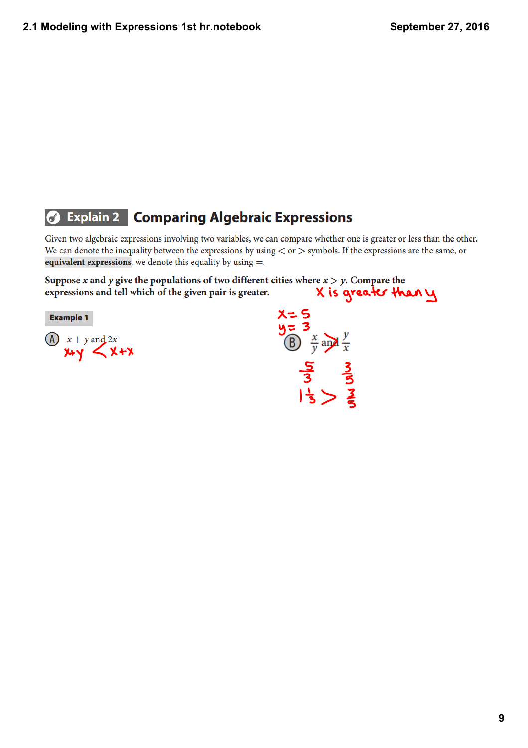## Explain 2 Comparing Algebraic Expressions

Given two algebraic expressions involving two variables, we can compare whether one is greater or less than the other. We can denote the inequality between the expressions by using $<$ or $>$ symbols. If the expressions are the same, or **equivalent expressions**, we denote this equality by using $=$.

**Suppose $x$ and $y$ give the populations of two different cities where $x > y$. Compare the expressions and tell which of the given pair is greater.** X is greater than y

**Example 1**

(A) $x + y$ and $2x$

$x+y < x+x$

(B) $\frac{x}{y}$ and $\frac{y}{x}$

$x = 5$
$y = 3$

$\frac{x}{y} > \frac{y}{x}$

$\frac{5}{3}$ $\frac{3}{5}$

$1\frac{1}{3} > \frac{3}{5}$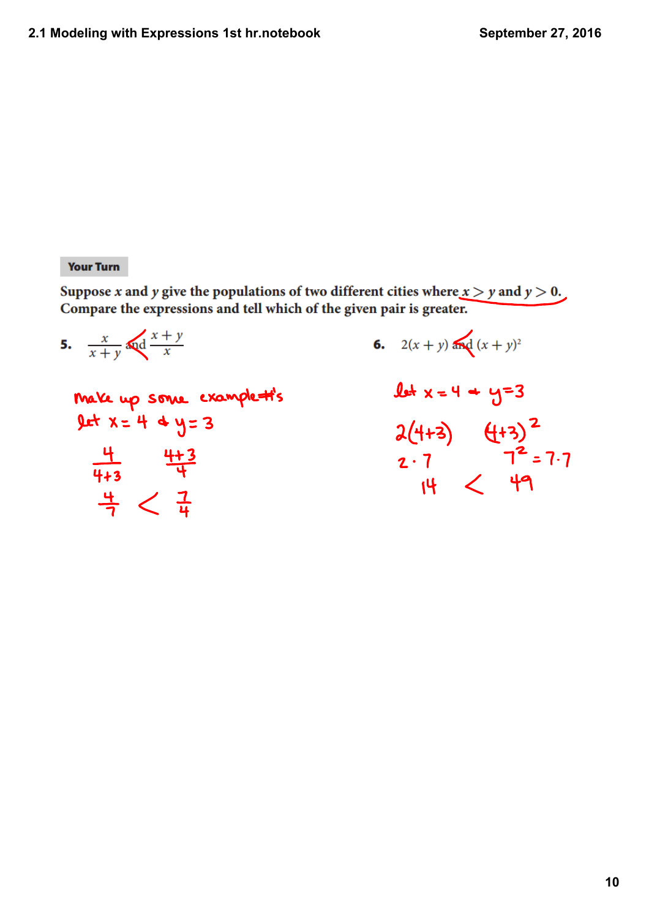**Your Turn**

Suppose $x$ and $y$ give the populations of two different cities where $x > y$ and $y > 0$. Compare the expressions and tell which of the given pair is greater.

**5.** $\frac{x}{x+y}$ < $\frac{x+y}{x}$

make up some examples

let $x = 4$ & $y = 3$

$\frac{4}{4+3}$ $\quad$ $\frac{4+3}{4}$

$\frac{4}{7} < \frac{7}{4}$

**6.** $2(x+y)$ < $(x+y)^2$

let $x = 4$ & $y = 3$

$2(4+3)$ $\quad$ $(4+3)^2$

$2 \cdot 7$ $\quad$ $7^2 = 7 \cdot 7$

$14 < 49$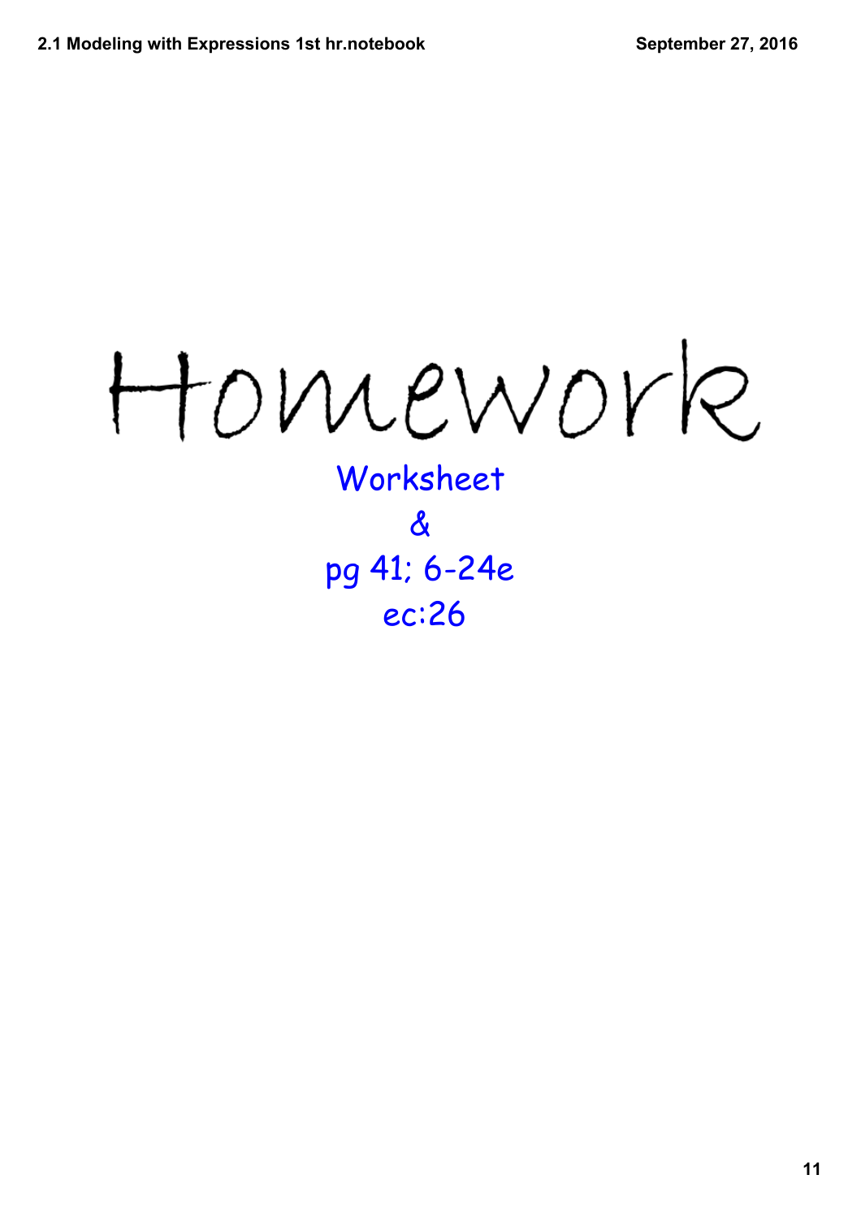# Homework

Worksheet

&

pg 41; 6-24e

ec:26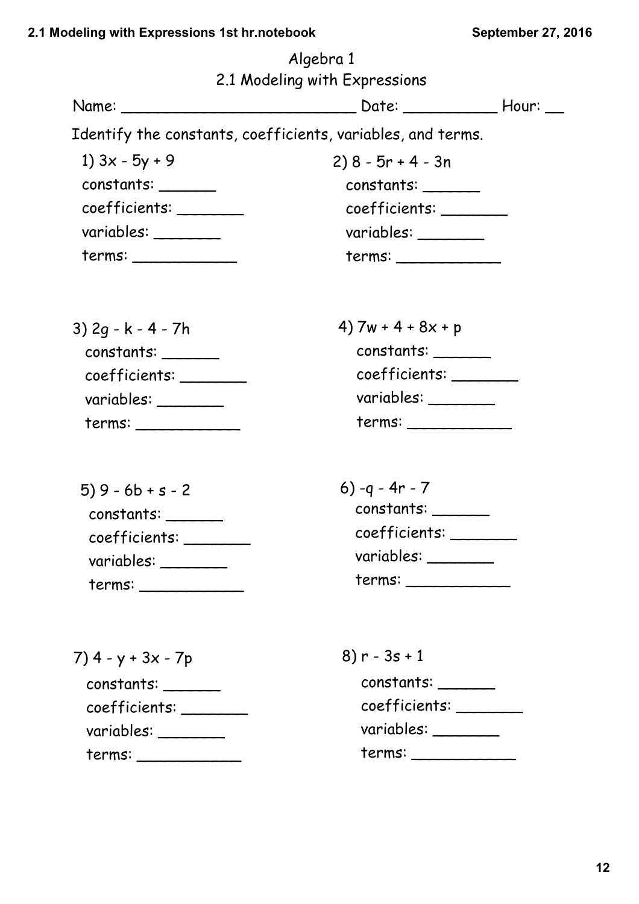Algebra 1

2.1 Modeling with Expressions

Name: ___________________________ Date: ___________ Hour: __

Identify the constants, coefficients, variables, and terms.

1) $3x - 5y + 9$

constants: ______

coefficients: _______

variables: _______

terms: ___________

2) $8 - 5r + 4 - 3n$

constants: ______

coefficients: _______

variables: _______

terms: ___________

3) $2g - k - 4 - 7h$

constants: ______

coefficients: _______

variables: _______

terms: ___________

4) $7w + 4 + 8x + p$

constants: ______

coefficients: _______

variables: _______

terms: ___________

5) $9 - 6b + s - 2$

constants: ______

coefficients: _______

variables: _______

terms: ___________

6) $-q - 4r - 7$

constants: ______

coefficients: _______

variables: _______

terms: ___________

7) $4 - y + 3x - 7p$

constants: ______

coefficients: _______

variables: _______

terms: ___________

8) $r - 3s + 1$

constants: ______

coefficients: _______

variables: _______

terms: ___________